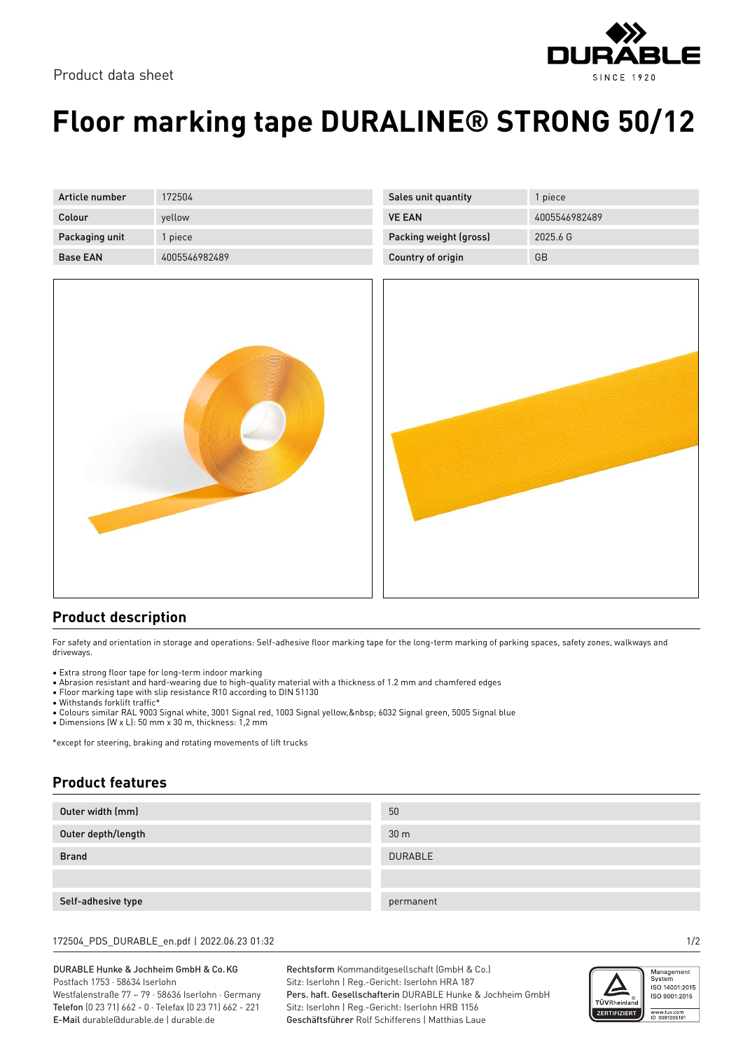Product data sheet

# Floor marking tape DURALINE® STRONG 50/12

| Article number | 172504 | Sales unit quantity | 1 piece |
|---|---|---|---|
| Colour | yellow | VE EAN | 4005546982489 |
| Packaging unit | 1 piece | Packing weight (gross) | 2025.6 G |
| Base EAN | 4005546982489 | Country of origin | GB |

## Product description

For safety and orientation in storage and operations: Self-adhesive floor marking tape for the long-term marking of parking spaces, safety zones, walkways and driveways.

- Extra strong floor tape for long-term indoor marking
- Abrasion resistant and hard-wearing due to high-quality material with a thickness of 1.2 mm and chamfered edges
- Floor marking tape with slip resistance R10 according to DIN 51130
- Withstands forklift traffic*
- Colours similar RAL 9003 Signal white, 3001 Signal red, 1003 Signal yellow,&nbsp; 6032 Signal green, 5005 Signal blue
- Dimensions (W x L): 50 mm x 30 m, thickness: 1,2 mm

*except for steering, braking and rotating movements of lift trucks

## Product features

| | |
|---|---|
| Outer width (mm) | 50 |
| Outer depth/length | 30 m |
| Brand | DURABLE |
| | |
| Self-adhesive type | permanent |

172504_PDS_DURABLE_en.pdf | 2022.06.23 01:32

DURABLE Hunke & Jochheim GmbH & Co. KG
Postfach 1753 · 58634 Iserlohn
Westfalenstraße 77 – 79 · 58636 Iserlohn · Germany
**Telefon** (0 23 71) 662 - 0 · Telefax (0 23 71) 662 - 221
**E-Mail** durable@durable.de | durable.de

**Rechtsform** Kommanditgesellschaft (GmbH & Co.)
Sitz: Iserlohn | Reg.-Gericht: Iserlohn HRA 187
**Pers. haft. Gesellschafterin** DURABLE Hunke & Jochheim GmbH
Sitz: Iserlohn | Reg.-Gericht: Iserlohn HRB 1156
**Geschäftsführer** Rolf Schifferens | Matthias Laue

TÜVRheinland ZERTIFIZIERT
Management System ISO 14001:2015 ISO 9001:2015
www.tuv.com ID 0091006181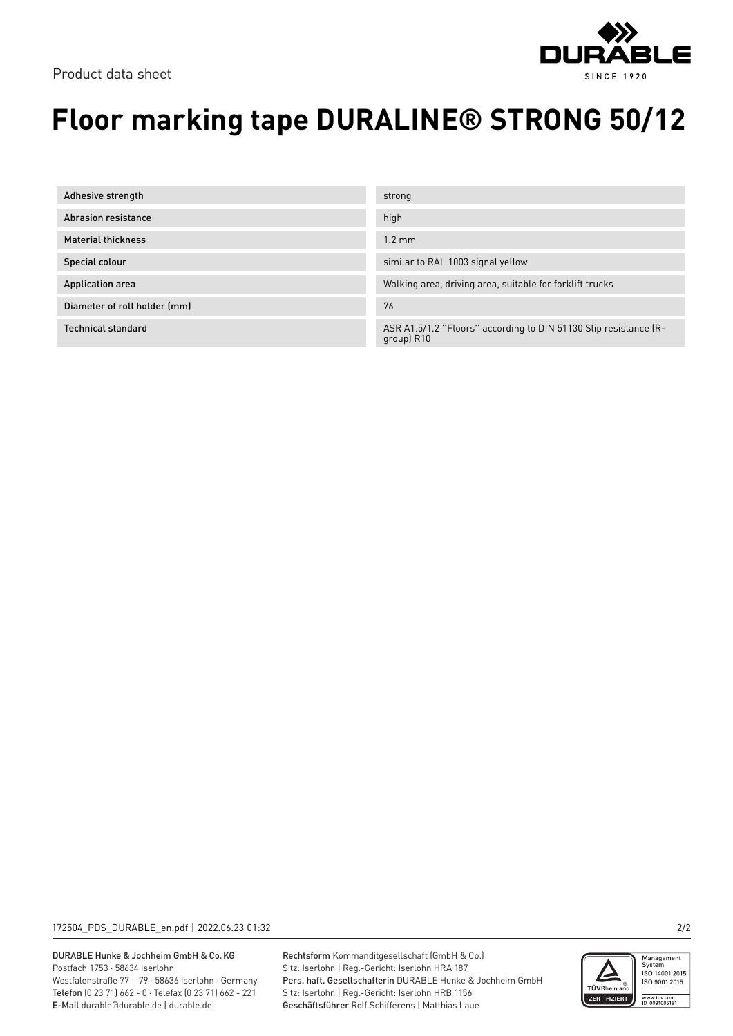# Floor marking tape DURALINE® STRONG 50/12

| | |
|---|---|
| Adhesive strength | strong |
| Abrasion resistance | high |
| Material thickness | 1.2 mm |
| Special colour | similar to RAL 1003 signal yellow |
| Application area | Walking area, driving area, suitable for forklift trucks |
| Diameter of roll holder (mm) | 76 |
| Technical standard | ASR A1.5/1.2 ''Floors'' according to DIN 51130 Slip resistance (R-group) R10 |

172504_PDS_DURABLE_en.pdf | 2022.06.23 01:32

DURABLE Hunke & Jochheim GmbH & Co. KG
Postfach 1753 · 58634 Iserlohn
Westfalenstraße 77 – 79 · 58636 Iserlohn · Germany
Telefon (0 23 71) 662 - 0 · Telefax (0 23 71) 662 - 221
E-Mail durable@durable.de | durable.de

Rechtsform Kommanditgesellschaft (GmbH & Co.)
Sitz: Iserlohn | Reg.-Gericht: Iserlohn HRA 187
Pers. haft. Gesellschafterin DURABLE Hunke & Jochheim GmbH
Sitz: Iserlohn | Reg.-Gericht: Iserlohn HRB 1156
Geschäftsführer Rolf Schifferens | Matthias Laue